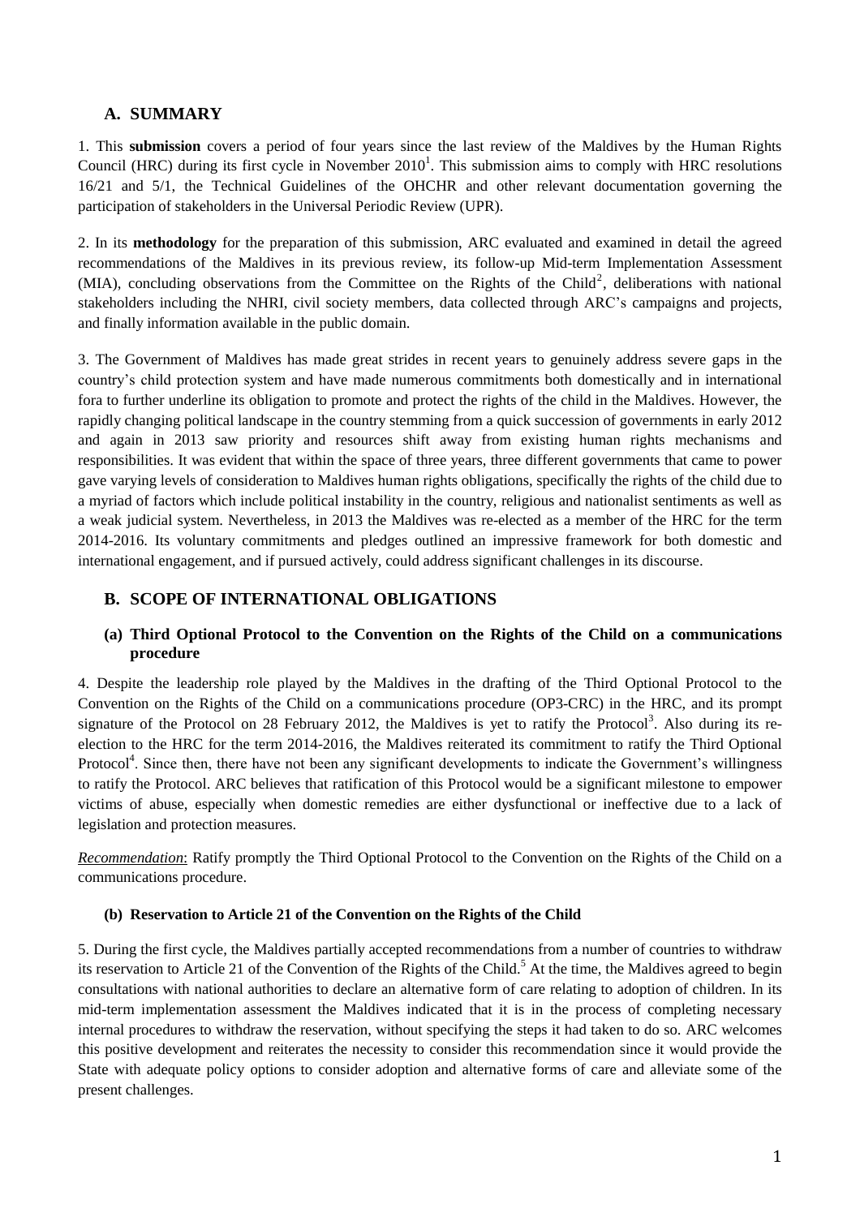## A. SUMMARY

1. This **submission** covers a period of four years since the last review of the Maldives by the Human Rights Council (HRC) during its first cycle in November 2010[1]. This submission aims to comply with HRC resolutions 16/21 and 5/1, the Technical Guidelines of the OHCHR and other relevant documentation governing the participation of stakeholders in the Universal Periodic Review (UPR).

2. In its **methodology** for the preparation of this submission, ARC evaluated and examined in detail the agreed recommendations of the Maldives in its previous review, its follow-up Mid-term Implementation Assessment (MIA), concluding observations from the Committee on the Rights of the Child[2], deliberations with national stakeholders including the NHRI, civil society members, data collected through ARC's campaigns and projects, and finally information available in the public domain.

3. The Government of Maldives has made great strides in recent years to genuinely address severe gaps in the country's child protection system and have made numerous commitments both domestically and in international fora to further underline its obligation to promote and protect the rights of the child in the Maldives. However, the rapidly changing political landscape in the country stemming from a quick succession of governments in early 2012 and again in 2013 saw priority and resources shift away from existing human rights mechanisms and responsibilities. It was evident that within the space of three years, three different governments that came to power gave varying levels of consideration to Maldives human rights obligations, specifically the rights of the child due to a myriad of factors which include political instability in the country, religious and nationalist sentiments as well as a weak judicial system. Nevertheless, in 2013 the Maldives was re-elected as a member of the HRC for the term 2014-2016. Its voluntary commitments and pledges outlined an impressive framework for both domestic and international engagement, and if pursued actively, could address significant challenges in its discourse.

## B. SCOPE OF INTERNATIONAL OBLIGATIONS

### (a) Third Optional Protocol to the Convention on the Rights of the Child on a communications procedure

4. Despite the leadership role played by the Maldives in the drafting of the Third Optional Protocol to the Convention on the Rights of the Child on a communications procedure (OP3-CRC) in the HRC, and its prompt signature of the Protocol on 28 February 2012, the Maldives is yet to ratify the Protocol[3]. Also during its re-election to the HRC for the term 2014-2016, the Maldives reiterated its commitment to ratify the Third Optional Protocol[4]. Since then, there have not been any significant developments to indicate the Government's willingness to ratify the Protocol. ARC believes that ratification of this Protocol would be a significant milestone to empower victims of abuse, especially when domestic remedies are either dysfunctional or ineffective due to a lack of legislation and protection measures.

*Recommendation*: Ratify promptly the Third Optional Protocol to the Convention on the Rights of the Child on a communications procedure.

### (b) Reservation to Article 21 of the Convention on the Rights of the Child

5. During the first cycle, the Maldives partially accepted recommendations from a number of countries to withdraw its reservation to Article 21 of the Convention of the Rights of the Child.[5] At the time, the Maldives agreed to begin consultations with national authorities to declare an alternative form of care relating to adoption of children. In its mid-term implementation assessment the Maldives indicated that it is in the process of completing necessary internal procedures to withdraw the reservation, without specifying the steps it had taken to do so. ARC welcomes this positive development and reiterates the necessity to consider this recommendation since it would provide the State with adequate policy options to consider adoption and alternative forms of care and alleviate some of the present challenges.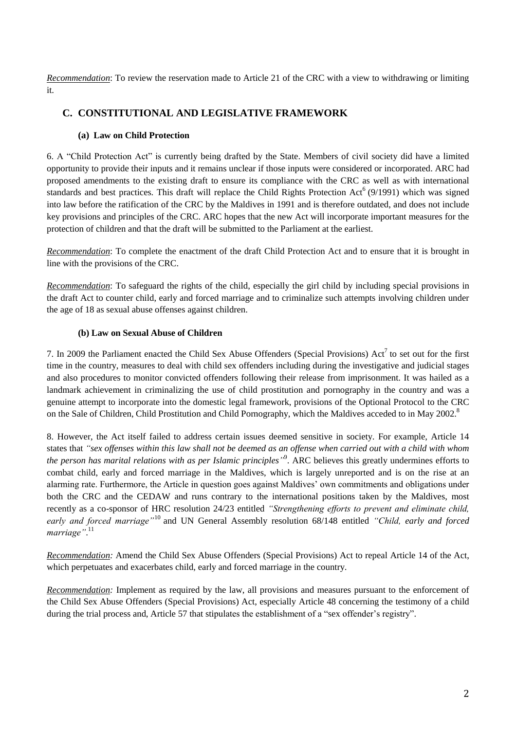*Recommendation*: To review the reservation made to Article 21 of the CRC with a view to withdrawing or limiting it.

## C. CONSTITUTIONAL AND LEGISLATIVE FRAMEWORK

### (a) Law on Child Protection

6. A "Child Protection Act" is currently being drafted by the State. Members of civil society did have a limited opportunity to provide their inputs and it remains unclear if those inputs were considered or incorporated. ARC had proposed amendments to the existing draft to ensure its compliance with the CRC as well as with international standards and best practices. This draft will replace the Child Rights Protection Act[6] (9/1991) which was signed into law before the ratification of the CRC by the Maldives in 1991 and is therefore outdated, and does not include key provisions and principles of the CRC. ARC hopes that the new Act will incorporate important measures for the protection of children and that the draft will be submitted to the Parliament at the earliest.

*Recommendation*: To complete the enactment of the draft Child Protection Act and to ensure that it is brought in line with the provisions of the CRC.

*Recommendation*: To safeguard the rights of the child, especially the girl child by including special provisions in the draft Act to counter child, early and forced marriage and to criminalize such attempts involving children under the age of 18 as sexual abuse offenses against children.

### (b) Law on Sexual Abuse of Children

7. In 2009 the Parliament enacted the Child Sex Abuse Offenders (Special Provisions) Act[7] to set out for the first time in the country, measures to deal with child sex offenders including during the investigative and judicial stages and also procedures to monitor convicted offenders following their release from imprisonment. It was hailed as a landmark achievement in criminalizing the use of child prostitution and pornography in the country and was a genuine attempt to incorporate into the domestic legal framework, provisions of the Optional Protocol to the CRC on the Sale of Children, Child Prostitution and Child Pornography, which the Maldives acceded to in May 2002.[8]

8. However, the Act itself failed to address certain issues deemed sensitive in society. For example, Article 14 states that *"sex offenses within this law shall not be deemed as an offense when carried out with a child with whom the person has marital relations with as per Islamic principles"*[9]. ARC believes this greatly undermines efforts to combat child, early and forced marriage in the Maldives, which is largely unreported and is on the rise at an alarming rate. Furthermore, the Article in question goes against Maldives' own commitments and obligations under both the CRC and the CEDAW and runs contrary to the international positions taken by the Maldives, most recently as a co-sponsor of HRC resolution 24/23 entitled *"Strengthening efforts to prevent and eliminate child, early and forced marriage"*[10] and UN General Assembly resolution 68/148 entitled *"Child, early and forced marriage"*.[11]

*Recommendation:* Amend the Child Sex Abuse Offenders (Special Provisions) Act to repeal Article 14 of the Act, which perpetuates and exacerbates child, early and forced marriage in the country.

*Recommendation:* Implement as required by the law, all provisions and measures pursuant to the enforcement of the Child Sex Abuse Offenders (Special Provisions) Act, especially Article 48 concerning the testimony of a child during the trial process and, Article 57 that stipulates the establishment of a "sex offender's registry".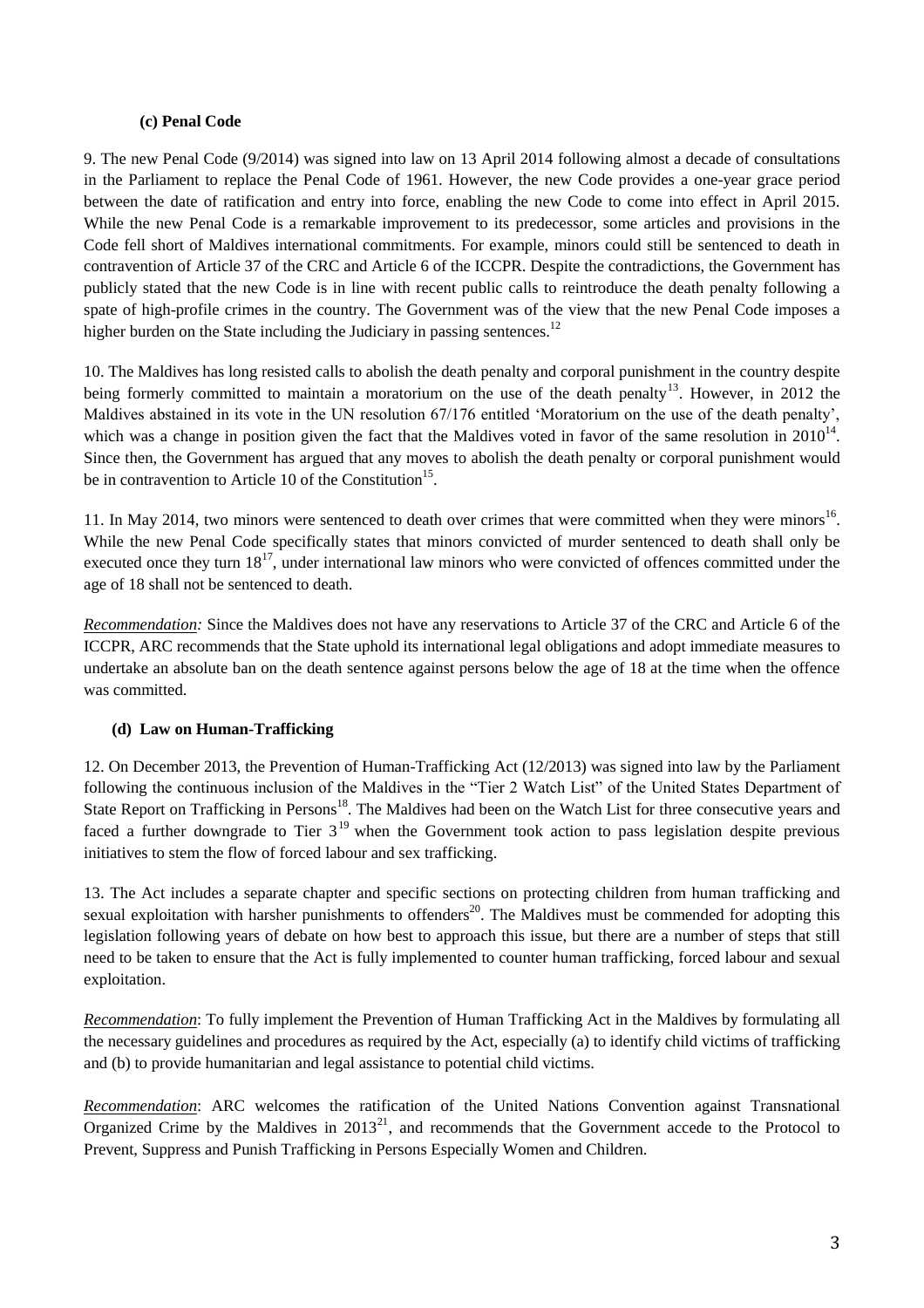### (c) Penal Code

9. The new Penal Code (9/2014) was signed into law on 13 April 2014 following almost a decade of consultations in the Parliament to replace the Penal Code of 1961. However, the new Code provides a one-year grace period between the date of ratification and entry into force, enabling the new Code to come into effect in April 2015. While the new Penal Code is a remarkable improvement to its predecessor, some articles and provisions in the Code fell short of Maldives international commitments. For example, minors could still be sentenced to death in contravention of Article 37 of the CRC and Article 6 of the ICCPR. Despite the contradictions, the Government has publicly stated that the new Code is in line with recent public calls to reintroduce the death penalty following a spate of high-profile crimes in the country. The Government was of the view that the new Penal Code imposes a higher burden on the State including the Judiciary in passing sentences.[12]

10. The Maldives has long resisted calls to abolish the death penalty and corporal punishment in the country despite being formerly committed to maintain a moratorium on the use of the death penalty[13]. However, in 2012 the Maldives abstained in its vote in the UN resolution 67/176 entitled 'Moratorium on the use of the death penalty', which was a change in position given the fact that the Maldives voted in favor of the same resolution in 2010[14]. Since then, the Government has argued that any moves to abolish the death penalty or corporal punishment would be in contravention to Article 10 of the Constitution[15].

11. In May 2014, two minors were sentenced to death over crimes that were committed when they were minors[16]. While the new Penal Code specifically states that minors convicted of murder sentenced to death shall only be executed once they turn 18[17], under international law minors who were convicted of offences committed under the age of 18 shall not be sentenced to death.

*Recommendation:* Since the Maldives does not have any reservations to Article 37 of the CRC and Article 6 of the ICCPR, ARC recommends that the State uphold its international legal obligations and adopt immediate measures to undertake an absolute ban on the death sentence against persons below the age of 18 at the time when the offence was committed.

### (d) Law on Human-Trafficking

12. On December 2013, the Prevention of Human-Trafficking Act (12/2013) was signed into law by the Parliament following the continuous inclusion of the Maldives in the "Tier 2 Watch List" of the United States Department of State Report on Trafficking in Persons[18]. The Maldives had been on the Watch List for three consecutive years and faced a further downgrade to Tier 3[19] when the Government took action to pass legislation despite previous initiatives to stem the flow of forced labour and sex trafficking.

13. The Act includes a separate chapter and specific sections on protecting children from human trafficking and sexual exploitation with harsher punishments to offenders[20]. The Maldives must be commended for adopting this legislation following years of debate on how best to approach this issue, but there are a number of steps that still need to be taken to ensure that the Act is fully implemented to counter human trafficking, forced labour and sexual exploitation.

*Recommendation*: To fully implement the Prevention of Human Trafficking Act in the Maldives by formulating all the necessary guidelines and procedures as required by the Act, especially (a) to identify child victims of trafficking and (b) to provide humanitarian and legal assistance to potential child victims.

*Recommendation*: ARC welcomes the ratification of the United Nations Convention against Transnational Organized Crime by the Maldives in 2013[21], and recommends that the Government accede to the Protocol to Prevent, Suppress and Punish Trafficking in Persons Especially Women and Children.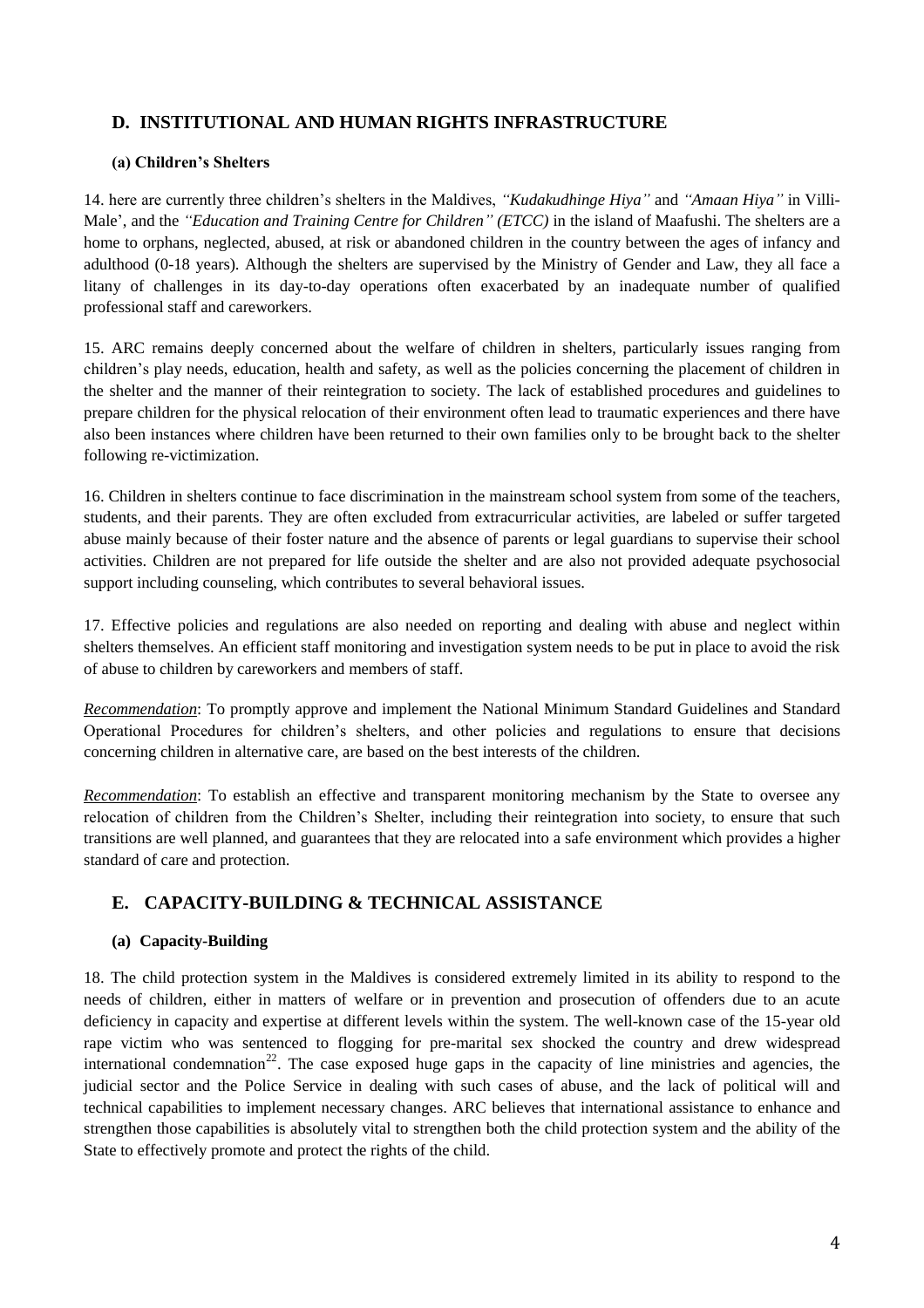## D. INSTITUTIONAL AND HUMAN RIGHTS INFRASTRUCTURE

### (a) Children's Shelters

14. here are currently three children's shelters in the Maldives, *"Kudakudhinge Hiya"* and *"Amaan Hiya"* in Villi-Male', and the *"Education and Training Centre for Children" (ETCC)* in the island of Maafushi. The shelters are a home to orphans, neglected, abused, at risk or abandoned children in the country between the ages of infancy and adulthood (0-18 years). Although the shelters are supervised by the Ministry of Gender and Law, they all face a litany of challenges in its day-to-day operations often exacerbated by an inadequate number of qualified professional staff and careworkers.

15. ARC remains deeply concerned about the welfare of children in shelters, particularly issues ranging from children's play needs, education, health and safety, as well as the policies concerning the placement of children in the shelter and the manner of their reintegration to society. The lack of established procedures and guidelines to prepare children for the physical relocation of their environment often lead to traumatic experiences and there have also been instances where children have been returned to their own families only to be brought back to the shelter following re-victimization.

16. Children in shelters continue to face discrimination in the mainstream school system from some of the teachers, students, and their parents. They are often excluded from extracurricular activities, are labeled or suffer targeted abuse mainly because of their foster nature and the absence of parents or legal guardians to supervise their school activities. Children are not prepared for life outside the shelter and are also not provided adequate psychosocial support including counseling, which contributes to several behavioral issues.

17. Effective policies and regulations are also needed on reporting and dealing with abuse and neglect within shelters themselves. An efficient staff monitoring and investigation system needs to be put in place to avoid the risk of abuse to children by careworkers and members of staff.

*Recommendation*: To promptly approve and implement the National Minimum Standard Guidelines and Standard Operational Procedures for children's shelters, and other policies and regulations to ensure that decisions concerning children in alternative care, are based on the best interests of the children.

*Recommendation*: To establish an effective and transparent monitoring mechanism by the State to oversee any relocation of children from the Children's Shelter, including their reintegration into society, to ensure that such transitions are well planned, and guarantees that they are relocated into a safe environment which provides a higher standard of care and protection.

## E. CAPACITY-BUILDING & TECHNICAL ASSISTANCE

### (a) Capacity-Building

18. The child protection system in the Maldives is considered extremely limited in its ability to respond to the needs of children, either in matters of welfare or in prevention and prosecution of offenders due to an acute deficiency in capacity and expertise at different levels within the system. The well-known case of the 15-year old rape victim who was sentenced to flogging for pre-marital sex shocked the country and drew widespread international condemnation[22]. The case exposed huge gaps in the capacity of line ministries and agencies, the judicial sector and the Police Service in dealing with such cases of abuse, and the lack of political will and technical capabilities to implement necessary changes. ARC believes that international assistance to enhance and strengthen those capabilities is absolutely vital to strengthen both the child protection system and the ability of the State to effectively promote and protect the rights of the child.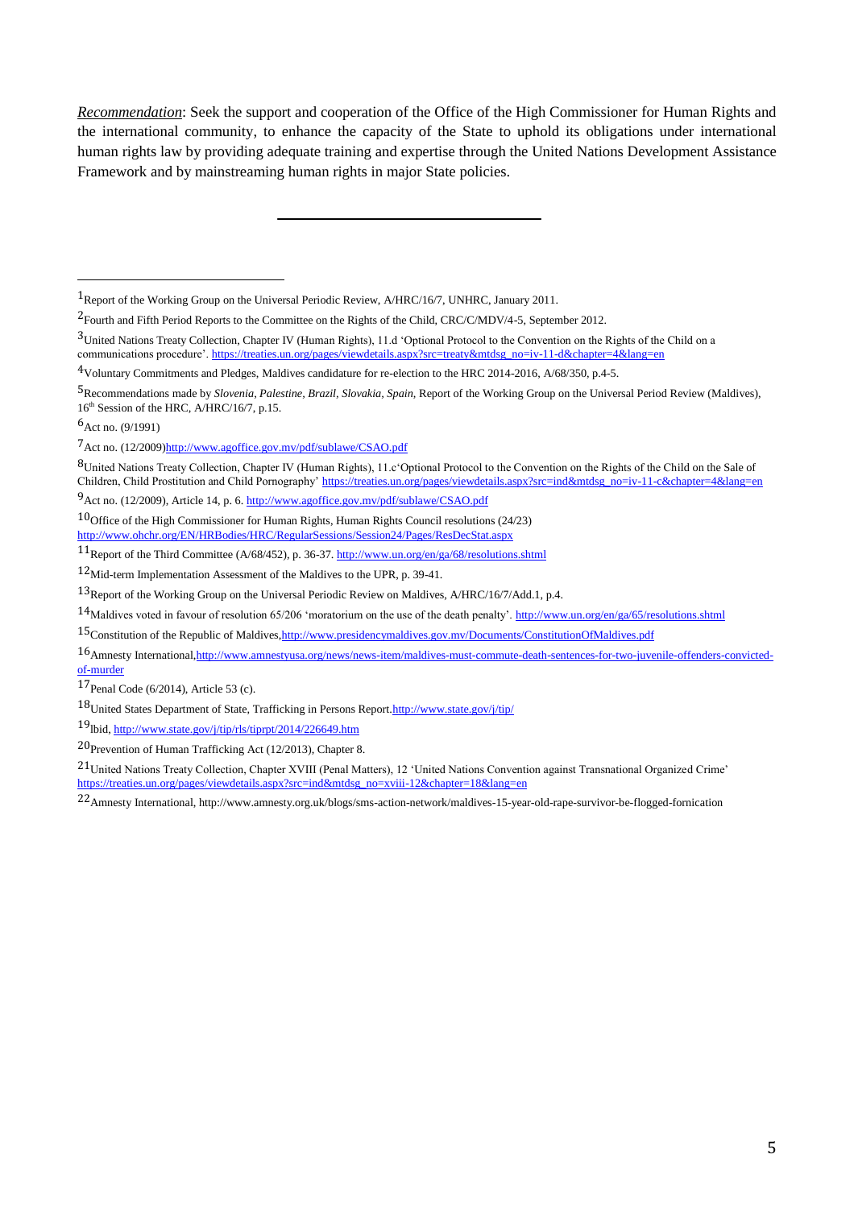*Recommendation*: Seek the support and cooperation of the Office of the High Commissioner for Human Rights and the international community, to enhance the capacity of the State to uphold its obligations under international human rights law by providing adequate training and expertise through the United Nations Development Assistance Framework and by mainstreaming human rights in major State policies.

---

[1] Report of the Working Group on the Universal Periodic Review, A/HRC/16/7, UNHRC, January 2011.

[2] Fourth and Fifth Period Reports to the Committee on the Rights of the Child, CRC/C/MDV/4-5, September 2012.

[3] United Nations Treaty Collection, Chapter IV (Human Rights), 11.d 'Optional Protocol to the Convention on the Rights of the Child on a communications procedure'. https://treaties.un.org/pages/viewdetails.aspx?src=treaty&mtdsg_no=iv-11-d&chapter=4&lang=en

[4] Voluntary Commitments and Pledges, Maldives candidature for re-election to the HRC 2014-2016, A/68/350, p.4-5.

[5] Recommendations made by *Slovenia*, *Palestine*, *Brazil*, *Slovakia*, *Spain*, Report of the Working Group on the Universal Period Review (Maldives), 16th Session of the HRC, A/HRC/16/7, p.15.

[6] Act no. (9/1991)

[7] Act no. (12/2009)http://www.agoffice.gov.mv/pdf/sublawe/CSAO.pdf

[8] United Nations Treaty Collection, Chapter IV (Human Rights), 11.c'Optional Protocol to the Convention on the Rights of the Child on the Sale of Children, Child Prostitution and Child Pornography' https://treaties.un.org/pages/viewdetails.aspx?src=ind&mtdsg_no=iv-11-c&chapter=4&lang=en

[9] Act no. (12/2009), Article 14, p. 6. http://www.agoffice.gov.mv/pdf/sublawe/CSAO.pdf

[10] Office of the High Commissioner for Human Rights, Human Rights Council resolutions (24/23) http://www.ohchr.org/EN/HRBodies/HRC/RegularSessions/Session24/Pages/ResDecStat.aspx

[11] Report of the Third Committee (A/68/452), p. 36-37. http://www.un.org/en/ga/68/resolutions.shtml

[12] Mid-term Implementation Assessment of the Maldives to the UPR, p. 39-41.

[13] Report of the Working Group on the Universal Periodic Review on Maldives, A/HRC/16/7/Add.1, p.4.

[14] Maldives voted in favour of resolution 65/206 'moratorium on the use of the death penalty'. http://www.un.org/en/ga/65/resolutions.shtml

[15] Constitution of the Republic of Maldives,http://www.presidencymaldives.gov.mv/Documents/ConstitutionOfMaldives.pdf

[16] Amnesty International,http://www.amnestyusa.org/news/news-item/maldives-must-commute-death-sentences-for-two-juvenile-offenders-convicted-of-murder

[17] Penal Code (6/2014), Article 53 (c).

[18] United States Department of State, Trafficking in Persons Report.http://www.state.gov/j/tip/

[19] Ibid, http://www.state.gov/j/tip/rls/tiprpt/2014/226649.htm

[20] Prevention of Human Trafficking Act (12/2013), Chapter 8.

[21] United Nations Treaty Collection, Chapter XVIII (Penal Matters), 12 'United Nations Convention against Transnational Organized Crime' https://treaties.un.org/pages/viewdetails.aspx?src=ind&mtdsg_no=xviii-12&chapter=18&lang=en

[22] Amnesty International, http://www.amnesty.org.uk/blogs/sms-action-network/maldives-15-year-old-rape-survivor-be-flogged-fornication